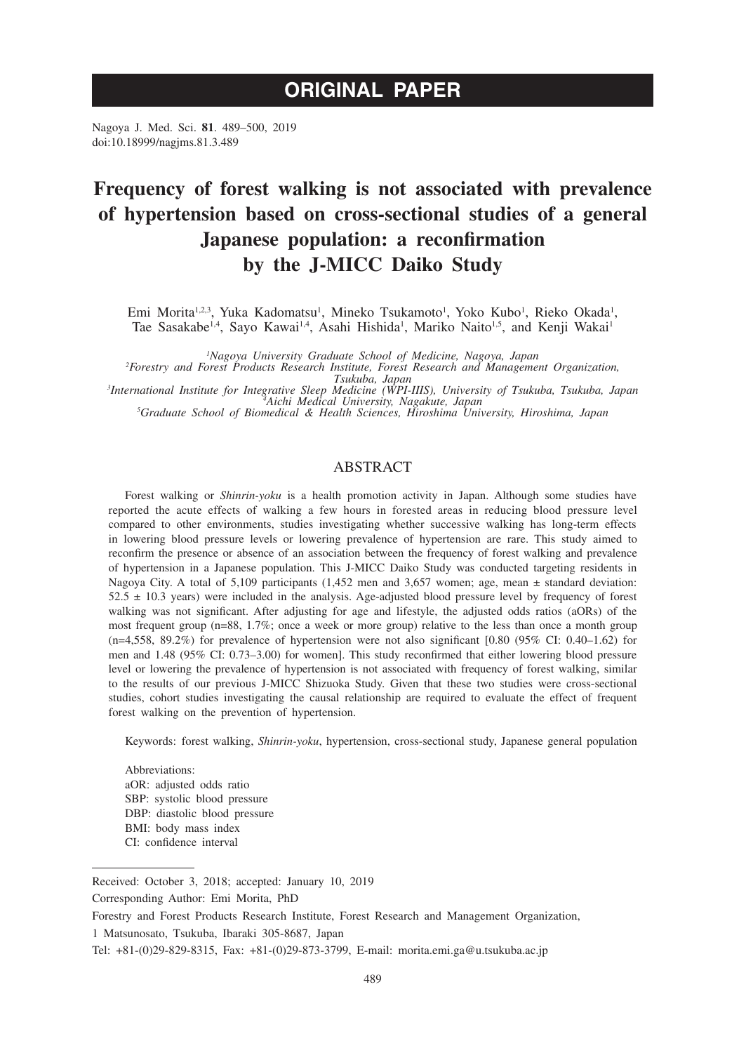# ORIGINAL PAPER

doi:10.18999/nagjms.81.3.489

# Frequency of forest walking is not associated with prevalence of hypertension based on cross-sectional studies of a general Japanese population: a reconfirmation by the J-MICC Daiko Study

Emi Morita[1,2,3], Yuka Kadomatsu[1], Mineko Tsukamoto[1], Yoko Kubo[1], Rieko Okada[1], Tae Sasakabe[1,4], Sayo Kawai[1,4], Asahi Hishida[1], Mariko Naito[1,5], and Kenji Wakai[1]

[1]*Nagoya University Graduate School of Medicine, Nagoya, Japan*
[2]*Forestry and Forest Products Research Institute, Forest Research and Management Organization, Tsukuba, Japan*
[3]*International Institute for Integrative Sleep Medicine (WPI-IIIS), University of Tsukuba, Tsukuba, Japan*
[4]*Aichi Medical University, Nagakute, Japan*
[5]*Graduate School of Biomedical & Health Sciences, Hiroshima University, Hiroshima, Japan*

## ABSTRACT

Forest walking or *Shinrin-yoku* is a health promotion activity in Japan. Although some studies have reported the acute effects of walking a few hours in forested areas in reducing blood pressure level compared to other environments, studies investigating whether successive walking has long-term effects in lowering blood pressure levels or lowering prevalence of hypertension are rare. This study aimed to reconfirm the presence or absence of an association between the frequency of forest walking and prevalence of hypertension in a Japanese population. This J-MICC Daiko Study was conducted targeting residents in Nagoya City. A total of 5,109 participants (1,452 men and 3,657 women; age, mean ± standard deviation: 52.5 ± 10.3 years) were included in the analysis. Age-adjusted blood pressure level by frequency of forest walking was not significant. After adjusting for age and lifestyle, the adjusted odds ratios (aORs) of the most frequent group (n=88, 1.7%; once a week or more group) relative to the less than once a month group (n=4,558, 89.2%) for prevalence of hypertension were not also significant [0.80 (95% CI: 0.40–1.62) for men and 1.48 (95% CI: 0.73–3.00) for women]. This study reconfirmed that either lowering blood pressure level or lowering the prevalence of hypertension is not associated with frequency of forest walking, similar to the results of our previous J-MICC Shizuoka Study. Given that these two studies were cross-sectional studies, cohort studies investigating the causal relationship are required to evaluate the effect of frequent forest walking on the prevention of hypertension.

Keywords: forest walking, *Shinrin-yoku*, hypertension, cross-sectional study, Japanese general population

Abbreviations:
aOR: adjusted odds ratio
SBP: systolic blood pressure
DBP: diastolic blood pressure
BMI: body mass index
CI: confidence interval

---

Received: October 3, 2018; accepted: January 10, 2019

Corresponding Author: Emi Morita, PhD

Forestry and Forest Products Research Institute, Forest Research and Management Organization,

1 Matsunosato, Tsukuba, Ibaraki 305-8687, Japan

Tel: +81-(0)29-829-8315, Fax: +81-(0)29-873-3799, E-mail: morita.emi.ga@u.tsukuba.ac.jp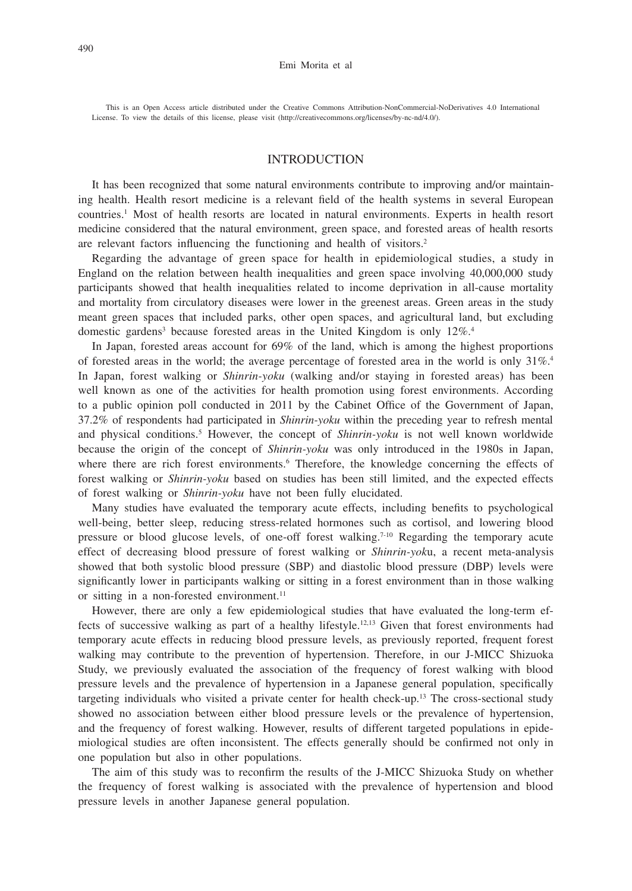This is an Open Access article distributed under the Creative Commons Attribution-NonCommercial-NoDerivatives 4.0 International License. To view the details of this license, please visit (http://creativecommons.org/licenses/by-nc-nd/4.0/).

## INTRODUCTION

It has been recognized that some natural environments contribute to improving and/or maintaining health. Health resort medicine is a relevant field of the health systems in several European countries.[1] Most of health resorts are located in natural environments. Experts in health resort medicine considered that the natural environment, green space, and forested areas of health resorts are relevant factors influencing the functioning and health of visitors.[2]

Regarding the advantage of green space for health in epidemiological studies, a study in England on the relation between health inequalities and green space involving 40,000,000 study participants showed that health inequalities related to income deprivation in all-cause mortality and mortality from circulatory diseases were lower in the greenest areas. Green areas in the study meant green spaces that included parks, other open spaces, and agricultural land, but excluding domestic gardens[3] because forested areas in the United Kingdom is only 12%.[4]

In Japan, forested areas account for 69% of the land, which is among the highest proportions of forested areas in the world; the average percentage of forested area in the world is only 31%.[4] In Japan, forest walking or *Shinrin-yoku* (walking and/or staying in forested areas) has been well known as one of the activities for health promotion using forest environments. According to a public opinion poll conducted in 2011 by the Cabinet Office of the Government of Japan, 37.2% of respondents had participated in *Shinrin-yoku* within the preceding year to refresh mental and physical conditions.[5] However, the concept of *Shinrin-yoku* is not well known worldwide because the origin of the concept of *Shinrin-yoku* was only introduced in the 1980s in Japan, where there are rich forest environments.[6] Therefore, the knowledge concerning the effects of forest walking or *Shinrin-yoku* based on studies has been still limited, and the expected effects of forest walking or *Shinrin-yoku* have not been fully elucidated.

Many studies have evaluated the temporary acute effects, including benefits to psychological well-being, better sleep, reducing stress-related hormones such as cortisol, and lowering blood pressure or blood glucose levels, of one-off forest walking.[7-10] Regarding the temporary acute effect of decreasing blood pressure of forest walking or *Shinrin-yoku*, a recent meta-analysis showed that both systolic blood pressure (SBP) and diastolic blood pressure (DBP) levels were significantly lower in participants walking or sitting in a forest environment than in those walking or sitting in a non-forested environment.[11]

However, there are only a few epidemiological studies that have evaluated the long-term effects of successive walking as part of a healthy lifestyle.[12,13] Given that forest environments had temporary acute effects in reducing blood pressure levels, as previously reported, frequent forest walking may contribute to the prevention of hypertension. Therefore, in our J-MICC Shizuoka Study, we previously evaluated the association of the frequency of forest walking with blood pressure levels and the prevalence of hypertension in a Japanese general population, specifically targeting individuals who visited a private center for health check-up.[13] The cross-sectional study showed no association between either blood pressure levels or the prevalence of hypertension, and the frequency of forest walking. However, results of different targeted populations in epidemiological studies are often inconsistent. The effects generally should be confirmed not only in one population but also in other populations.

The aim of this study was to reconfirm the results of the J-MICC Shizuoka Study on whether the frequency of forest walking is associated with the prevalence of hypertension and blood pressure levels in another Japanese general population.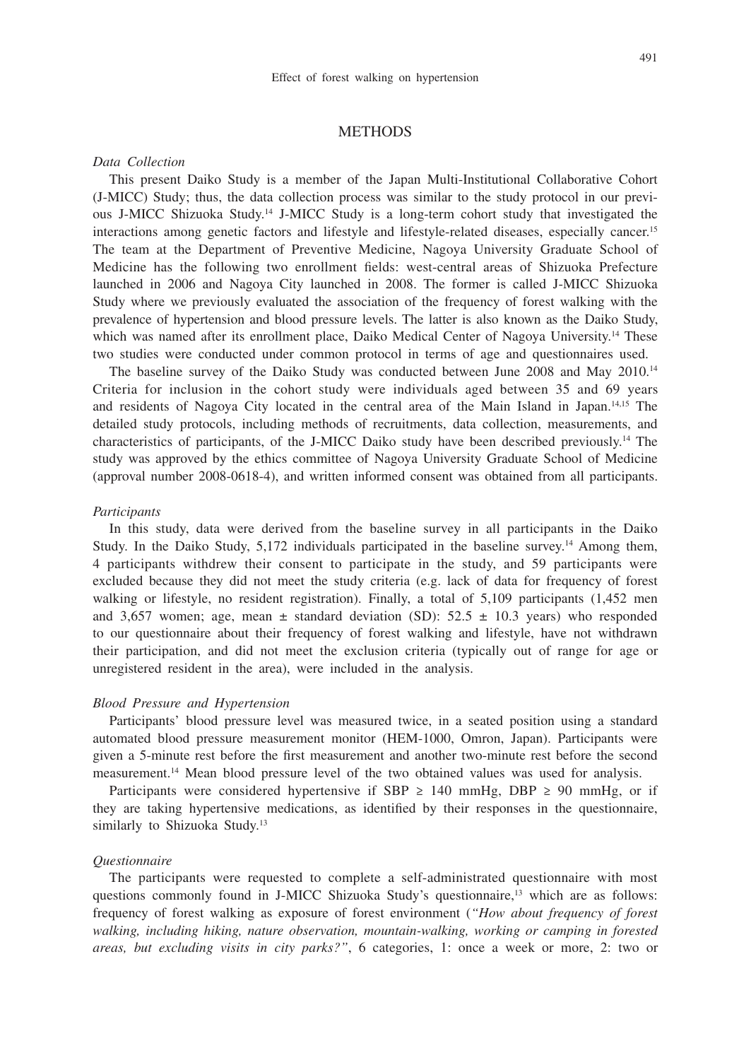## METHODS

*Data Collection*

This present Daiko Study is a member of the Japan Multi-Institutional Collaborative Cohort (J-MICC) Study; thus, the data collection process was similar to the study protocol in our previous J-MICC Shizuoka Study.[14] J-MICC Study is a long-term cohort study that investigated the interactions among genetic factors and lifestyle and lifestyle-related diseases, especially cancer.[15] The team at the Department of Preventive Medicine, Nagoya University Graduate School of Medicine has the following two enrollment fields: west-central areas of Shizuoka Prefecture launched in 2006 and Nagoya City launched in 2008. The former is called J-MICC Shizuoka Study where we previously evaluated the association of the frequency of forest walking with the prevalence of hypertension and blood pressure levels. The latter is also known as the Daiko Study, which was named after its enrollment place, Daiko Medical Center of Nagoya University.[14] These two studies were conducted under common protocol in terms of age and questionnaires used.

The baseline survey of the Daiko Study was conducted between June 2008 and May 2010.[14] Criteria for inclusion in the cohort study were individuals aged between 35 and 69 years and residents of Nagoya City located in the central area of the Main Island in Japan.[14,15] The detailed study protocols, including methods of recruitments, data collection, measurements, and characteristics of participants, of the J-MICC Daiko study have been described previously.[14] The study was approved by the ethics committee of Nagoya University Graduate School of Medicine (approval number 2008-0618-4), and written informed consent was obtained from all participants.

*Participants*

In this study, data were derived from the baseline survey in all participants in the Daiko Study. In the Daiko Study, 5,172 individuals participated in the baseline survey.[14] Among them, 4 participants withdrew their consent to participate in the study, and 59 participants were excluded because they did not meet the study criteria (e.g. lack of data for frequency of forest walking or lifestyle, no resident registration). Finally, a total of 5,109 participants (1,452 men and 3,657 women; age, mean ± standard deviation (SD): 52.5 ± 10.3 years) who responded to our questionnaire about their frequency of forest walking and lifestyle, have not withdrawn their participation, and did not meet the exclusion criteria (typically out of range for age or unregistered resident in the area), were included in the analysis.

*Blood Pressure and Hypertension*

Participants' blood pressure level was measured twice, in a seated position using a standard automated blood pressure measurement monitor (HEM-1000, Omron, Japan). Participants were given a 5-minute rest before the first measurement and another two-minute rest before the second measurement.[14] Mean blood pressure level of the two obtained values was used for analysis.

Participants were considered hypertensive if SBP ≥ 140 mmHg, DBP ≥ 90 mmHg, or if they are taking hypertensive medications, as identified by their responses in the questionnaire, similarly to Shizuoka Study.[13]

*Questionnaire*

The participants were requested to complete a self-administrated questionnaire with most questions commonly found in J-MICC Shizuoka Study's questionnaire,[13] which are as follows: frequency of forest walking as exposure of forest environment (*"How about frequency of forest walking, including hiking, nature observation, mountain-walking, working or camping in forested areas, but excluding visits in city parks?"*, 6 categories, 1: once a week or more, 2: two or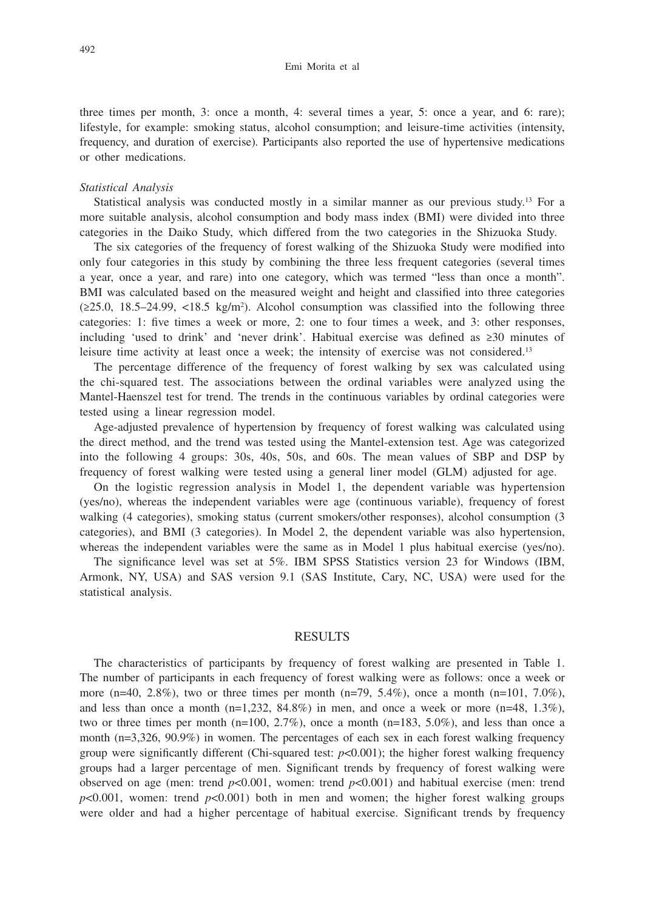three times per month, 3: once a month, 4: several times a year, 5: once a year, and 6: rare); lifestyle, for example: smoking status, alcohol consumption; and leisure-time activities (intensity, frequency, and duration of exercise). Participants also reported the use of hypertensive medications or other medications.

### *Statistical Analysis*

Statistical analysis was conducted mostly in a similar manner as our previous study.[13] For a more suitable analysis, alcohol consumption and body mass index (BMI) were divided into three categories in the Daiko Study, which differed from the two categories in the Shizuoka Study.

The six categories of the frequency of forest walking of the Shizuoka Study were modified into only four categories in this study by combining the three less frequent categories (several times a year, once a year, and rare) into one category, which was termed "less than once a month". BMI was calculated based on the measured weight and height and classified into three categories (≥25.0, 18.5–24.99, <18.5 kg/m$^2$). Alcohol consumption was classified into the following three categories: 1: five times a week or more, 2: one to four times a week, and 3: other responses, including 'used to drink' and 'never drink'. Habitual exercise was defined as ≥30 minutes of leisure time activity at least once a week; the intensity of exercise was not considered.[13]

The percentage difference of the frequency of forest walking by sex was calculated using the chi-squared test. The associations between the ordinal variables were analyzed using the Mantel-Haenszel test for trend. The trends in the continuous variables by ordinal categories were tested using a linear regression model.

Age-adjusted prevalence of hypertension by frequency of forest walking was calculated using the direct method, and the trend was tested using the Mantel-extension test. Age was categorized into the following 4 groups: 30s, 40s, 50s, and 60s. The mean values of SBP and DSP by frequency of forest walking were tested using a general liner model (GLM) adjusted for age.

On the logistic regression analysis in Model 1, the dependent variable was hypertension (yes/no), whereas the independent variables were age (continuous variable), frequency of forest walking (4 categories), smoking status (current smokers/other responses), alcohol consumption (3 categories), and BMI (3 categories). In Model 2, the dependent variable was also hypertension, whereas the independent variables were the same as in Model 1 plus habitual exercise (yes/no).

The significance level was set at 5%. IBM SPSS Statistics version 23 for Windows (IBM, Armonk, NY, USA) and SAS version 9.1 (SAS Institute, Cary, NC, USA) were used for the statistical analysis.

## RESULTS

The characteristics of participants by frequency of forest walking are presented in Table 1. The number of participants in each frequency of forest walking were as follows: once a week or more (n=40, 2.8%), two or three times per month (n=79, 5.4%), once a month (n=101, 7.0%), and less than once a month (n=1,232, 84.8%) in men, and once a week or more (n=48, 1.3%), two or three times per month (n=100, 2.7%), once a month (n=183, 5.0%), and less than once a month (n=3,326, 90.9%) in women. The percentages of each sex in each forest walking frequency group were significantly different (Chi-squared test: $p<0.001$); the higher forest walking frequency groups had a larger percentage of men. Significant trends by frequency of forest walking were observed on age (men: trend $p<0.001$, women: trend $p<0.001$) and habitual exercise (men: trend $p<0.001$, women: trend $p<0.001$) both in men and women; the higher forest walking groups were older and had a higher percentage of habitual exercise. Significant trends by frequency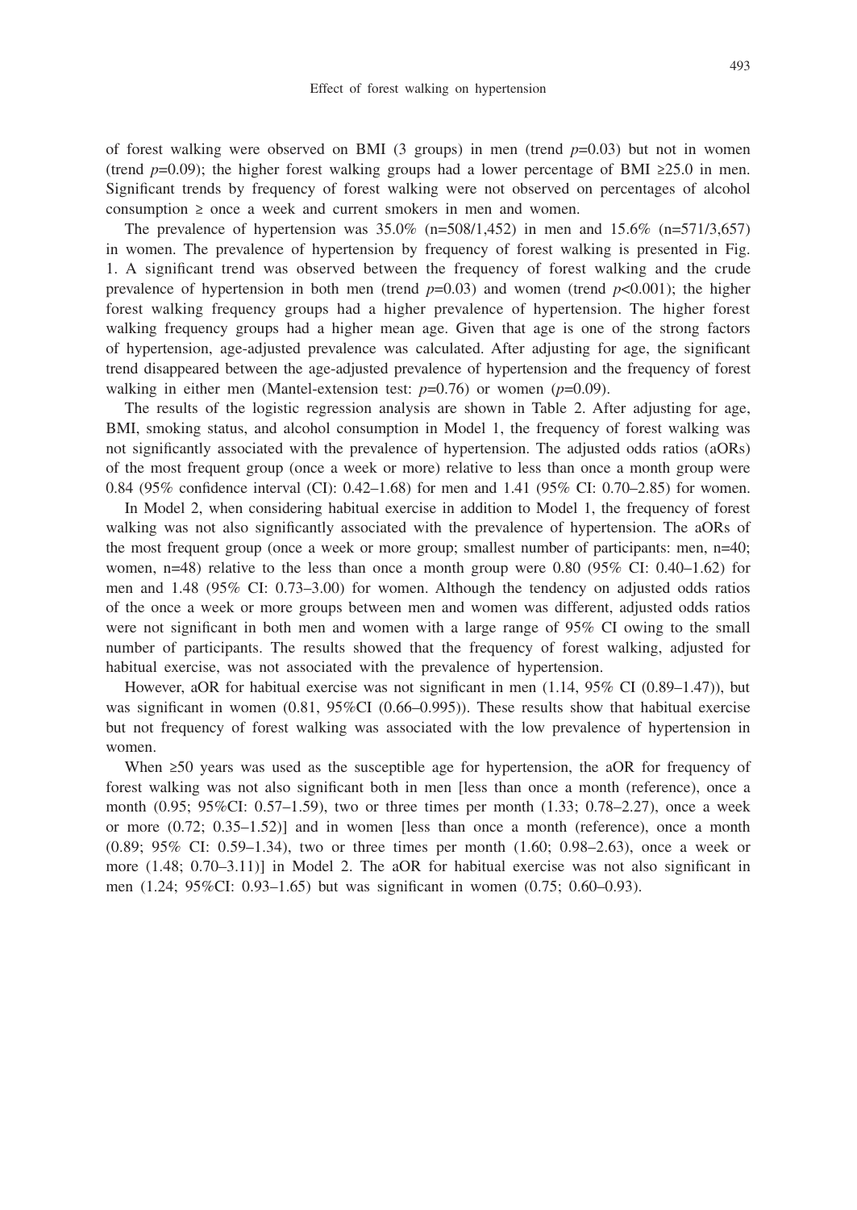of forest walking were observed on BMI (3 groups) in men (trend $p$=0.03) but not in women (trend $p$=0.09); the higher forest walking groups had a lower percentage of BMI ≥25.0 in men. Significant trends by frequency of forest walking were not observed on percentages of alcohol consumption ≥ once a week and current smokers in men and women.

The prevalence of hypertension was 35.0% (n=508/1,452) in men and 15.6% (n=571/3,657) in women. The prevalence of hypertension by frequency of forest walking is presented in Fig. 1. A significant trend was observed between the frequency of forest walking and the crude prevalence of hypertension in both men (trend $p$=0.03) and women (trend $p$<0.001); the higher forest walking frequency groups had a higher prevalence of hypertension. The higher forest walking frequency groups had a higher mean age. Given that age is one of the strong factors of hypertension, age-adjusted prevalence was calculated. After adjusting for age, the significant trend disappeared between the age-adjusted prevalence of hypertension and the frequency of forest walking in either men (Mantel-extension test: $p$=0.76) or women ($p$=0.09).

The results of the logistic regression analysis are shown in Table 2. After adjusting for age, BMI, smoking status, and alcohol consumption in Model 1, the frequency of forest walking was not significantly associated with the prevalence of hypertension. The adjusted odds ratios (aORs) of the most frequent group (once a week or more) relative to less than once a month group were 0.84 (95% confidence interval (CI): 0.42–1.68) for men and 1.41 (95% CI: 0.70–2.85) for women.

In Model 2, when considering habitual exercise in addition to Model 1, the frequency of forest walking was not also significantly associated with the prevalence of hypertension. The aORs of the most frequent group (once a week or more group; smallest number of participants: men, n=40; women, n=48) relative to the less than once a month group were 0.80 (95% CI: 0.40–1.62) for men and 1.48 (95% CI: 0.73–3.00) for women. Although the tendency on adjusted odds ratios of the once a week or more groups between men and women was different, adjusted odds ratios were not significant in both men and women with a large range of 95% CI owing to the small number of participants. The results showed that the frequency of forest walking, adjusted for habitual exercise, was not associated with the prevalence of hypertension.

However, aOR for habitual exercise was not significant in men (1.14, 95% CI (0.89–1.47)), but was significant in women (0.81, 95%CI (0.66–0.995)). These results show that habitual exercise but not frequency of forest walking was associated with the low prevalence of hypertension in women.

When ≥50 years was used as the susceptible age for hypertension, the aOR for frequency of forest walking was not also significant both in men [less than once a month (reference), once a month (0.95; 95%CI: 0.57–1.59), two or three times per month (1.33; 0.78–2.27), once a week or more (0.72; 0.35–1.52)] and in women [less than once a month (reference), once a month (0.89; 95% CI: 0.59–1.34), two or three times per month (1.60; 0.98–2.63), once a week or more (1.48; 0.70–3.11)] in Model 2. The aOR for habitual exercise was not also significant in men (1.24; 95%CI: 0.93–1.65) but was significant in women (0.75; 0.60–0.93).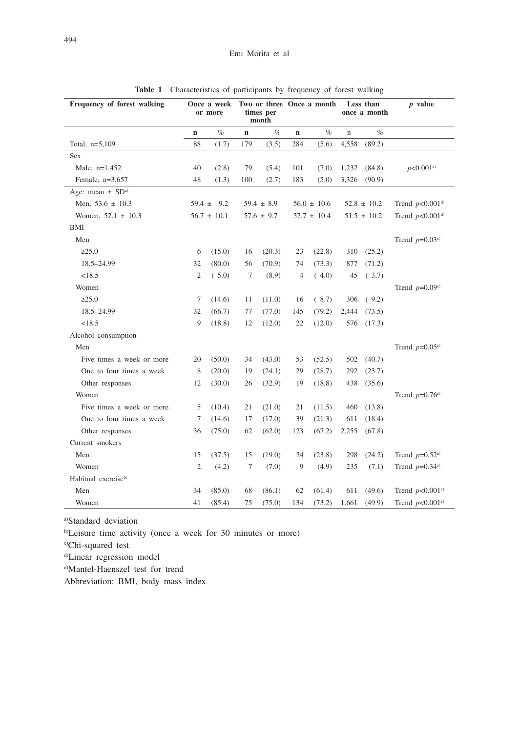**Table 1** Characteristics of participants by frequency of forest walking

| Frequency of forest walking | Once a week or more | | Two or three times per month | | Once a month | | Less than once a month | | *p* value |
|---|---|---|---|---|---|---|---|---|---|
| | n | % | n | % | n | % | n | % | |
| Total, n=5,109 | 88 | (1.7) | 179 | (3.5) | 284 | (5.6) | 4,558 | (89.2) | |
| Sex | | | | | | | | | |
| Male, n=1,452 | 40 | (2.8) | 79 | (5.4) | 101 | (7.0) | 1,232 | (84.8) | $p<0.001$[c] |
| Female, n=3,657 | 48 | (1.3) | 100 | (2.7) | 183 | (5.0) | 3,326 | (90.9) | |
| Age: mean ± SD[a] | | | | | | | | | |
| Men, 53.6 ± 10.3 | 59.4 ± 9.2 | | 59.4 ± 8.9 | | 56.0 ± 10.6 | | 52.8 ± 10.2 | | Trend $p<0.001$[d] |
| Women, 52.1 ± 10.3 | 56.7 ± 10.1 | | 57.6 ± 9.7 | | 57.7 ± 10.4 | | 51.5 ± 10.2 | | Trend $p<0.001$[d] |
| BMI | | | | | | | | | |
| Men | | | | | | | | | Trend $p=0.03$[e] |
| ≥25.0 | 6 | (15.0) | 16 | (20.3) | 23 | (22.8) | 310 | (25.2) | |
| 18.5–24.99 | 32 | (80.0) | 56 | (70.9) | 74 | (73.3) | 877 | (71.2) | |
| <18.5 | 2 | ( 5.0) | 7 | (8.9) | 4 | ( 4.0) | 45 | ( 3.7) | |
| Women | | | | | | | | | Trend $p=0.09$[e] |
| ≥25.0 | 7 | (14.6) | 11 | (11.0) | 16 | ( 8.7) | 306 | ( 9.2) | |
| 18.5–24.99 | 32 | (66.7) | 77 | (77.0) | 145 | (79.2) | 2,444 | (73.5) | |
| <18.5 | 9 | (18.8) | 12 | (12.0) | 22 | (12.0) | 576 | (17.3) | |
| Alcohol consumption | | | | | | | | | |
| Men | | | | | | | | | Trend $p=0.05$[e] |
| Five times a week or more | 20 | (50.0) | 34 | (43.0) | 53 | (52.5) | 502 | (40.7) | |
| One to four times a week | 8 | (20.0) | 19 | (24.1) | 29 | (28.7) | 292 | (23.7) | |
| Other responses | 12 | (30.0) | 26 | (32.9) | 19 | (18.8) | 438 | (35.6) | |
| Women | | | | | | | | | Trend $p=0.76$[e] |
| Five times a week or more | 5 | (10.4) | 21 | (21.0) | 21 | (11.5) | 460 | (13.8) | |
| One to four times a week | 7 | (14.6) | 17 | (17.0) | 39 | (21.3) | 611 | (18.4) | |
| Other responses | 36 | (75.0) | 62 | (62.0) | 123 | (67.2) | 2,255 | (67.8) | |
| Current smokers | | | | | | | | | |
| Men | 15 | (37.5) | 15 | (19.0) | 24 | (23.8) | 298 | (24.2) | Trend $p=0.52$[e] |
| Women | 2 | (4.2) | 7 | (7.0) | 9 | (4.9) | 235 | (7.1) | Trend $p=0.34$[e] |
| Habitual exercise[b] | | | | | | | | | |
| Men | 34 | (85.0) | 68 | (86.1) | 62 | (61.4) | 611 | (49.6) | Trend $p<0.001$[e] |
| Women | 41 | (85.4) | 75 | (75.0) | 134 | (73.2) | 1,661 | (49.9) | Trend $p<0.001$[e] |

[a]Standard deviation

[b]Leisure time activity (once a week for 30 minutes or more)

[c]Chi-squared test

[d]Linear regression model

[e]Mantel-Haenszel test for trend

Abbreviation: BMI, body mass index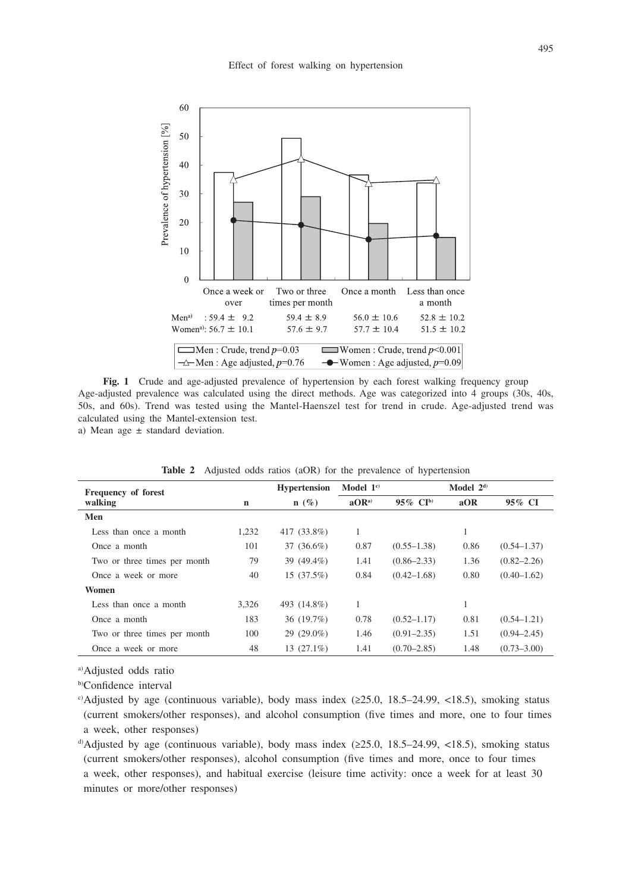Fig. 1 Crude and age-adjusted prevalence of hypertension by each forest walking frequency group
Age-adjusted prevalence was calculated using the direct methods. Age was categorized into 4 groups (30s, 40s, 50s, and 60s). Trend was tested using the Mantel-Haenszel test for trend in crude. Age-adjusted trend was calculated using the Mantel-extension test.
a) Mean age ± standard deviation.

**Table 2** Adjusted odds ratios (aOR) for the prevalence of hypertension

| Frequency of forest walking | n | Hypertension n (%) | Model 1[c] aOR[a] | Model 1[c] 95% CI[b] | Model 2[d] aOR | Model 2[d] 95% CI |
|---|---|---|---|---|---|---|
| **Men** | | | | | | |
| Less than once a month | 1,232 | 417 (33.8%) | 1 | | 1 | |
| Once a month | 101 | 37 (36.6%) | 0.87 | (0.55–1.38) | 0.86 | (0.54–1.37) |
| Two or three times per month | 79 | 39 (49.4%) | 1.41 | (0.86–2.33) | 1.36 | (0.82–2.26) |
| Once a week or more | 40 | 15 (37.5%) | 0.84 | (0.42–1.68) | 0.80 | (0.40–1.62) |
| **Women** | | | | | | |
| Less than once a month | 3,326 | 493 (14.8%) | 1 | | 1 | |
| Once a month | 183 | 36 (19.7%) | 0.78 | (0.52–1.17) | 0.81 | (0.54–1.21) |
| Two or three times per month | 100 | 29 (29.0%) | 1.46 | (0.91–2.35) | 1.51 | (0.94–2.45) |
| Once a week or more | 48 | 13 (27.1%) | 1.41 | (0.70–2.85) | 1.48 | (0.73–3.00) |

[a] Adjusted odds ratio

[b] Confidence interval

[c] Adjusted by age (continuous variable), body mass index (≥25.0, 18.5–24.99, <18.5), smoking status (current smokers/other responses), and alcohol consumption (five times and more, one to four times a week, other responses)

[d] Adjusted by age (continuous variable), body mass index (≥25.0, 18.5–24.99, <18.5), smoking status (current smokers/other responses), alcohol consumption (five times and more, once to four times a week, other responses), and habitual exercise (leisure time activity: once a week for at least 30 minutes or more/other responses)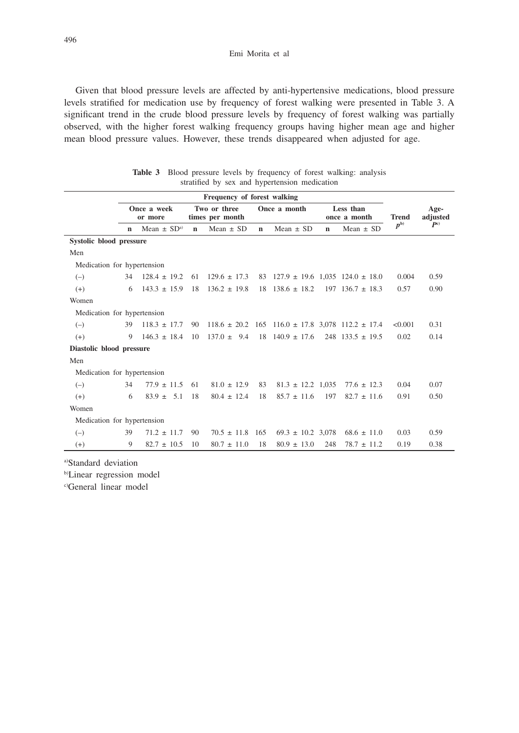Given that blood pressure levels are affected by anti-hypertensive medications, blood pressure levels stratified for medication use by frequency of forest walking were presented in Table 3. A significant trend in the crude blood pressure levels by frequency of forest walking was partially observed, with the higher forest walking frequency groups having higher mean age and higher mean blood pressure values. However, these trends disappeared when adjusted for age.

**Table 3** Blood pressure levels by frequency of forest walking: analysis stratified by sex and hypertension medication

| | Frequency of forest walking | | | | | | | | | |
|---|---|---|---|---|---|---|---|---|---|---|
| | Once a week or more | | Two or three times per month | | Once a month | | Less than once a month | | Trend | Age-adjusted |
| | n | Mean ± SD[a] | n | Mean ± SD | n | Mean ± SD | n | Mean ± SD | $p$[b] | $P$[c] |
| **Systolic blood pressure** | | | | | | | | | | |
| Men | | | | | | | | | | |
| Medication for hypertension | | | | | | | | | | |
| (–) | 34 | 128.4 ± 19.2 | 61 | 129.6 ± 17.3 | 83 | 127.9 ± 19.6 | 1,035 | 124.0 ± 18.0 | 0.004 | 0.59 |
| (+) | 6 | 143.3 ± 15.9 | 18 | 136.2 ± 19.8 | 18 | 138.6 ± 18.2 | 197 | 136.7 ± 18.3 | 0.57 | 0.90 |
| Women | | | | | | | | | | |
| Medication for hypertension | | | | | | | | | | |
| (–) | 39 | 118.3 ± 17.7 | 90 | 118.6 ± 20.2 | 165 | 116.0 ± 17.8 | 3,078 | 112.2 ± 17.4 | <0.001 | 0.31 |
| (+) | 9 | 146.3 ± 18.4 | 10 | 137.0 ± 9.4 | 18 | 140.9 ± 17.6 | 248 | 133.5 ± 19.5 | 0.02 | 0.14 |
| **Diastolic blood pressure** | | | | | | | | | | |
| Men | | | | | | | | | | |
| Medication for hypertension | | | | | | | | | | |
| (–) | 34 | 77.9 ± 11.5 | 61 | 81.0 ± 12.9 | 83 | 81.3 ± 12.2 | 1,035 | 77.6 ± 12.3 | 0.04 | 0.07 |
| (+) | 6 | 83.9 ± 5.1 | 18 | 80.4 ± 12.4 | 18 | 85.7 ± 11.6 | 197 | 82.7 ± 11.6 | 0.91 | 0.50 |
| Women | | | | | | | | | | |
| Medication for hypertension | | | | | | | | | | |
| (–) | 39 | 71.2 ± 11.7 | 90 | 70.5 ± 11.8 | 165 | 69.3 ± 10.2 | 3,078 | 68.6 ± 11.0 | 0.03 | 0.59 |
| (+) | 9 | 82.7 ± 10.5 | 10 | 80.7 ± 11.0 | 18 | 80.9 ± 13.0 | 248 | 78.7 ± 11.2 | 0.19 | 0.38 |

[a]Standard deviation

[b]Linear regression model

[c]General linear model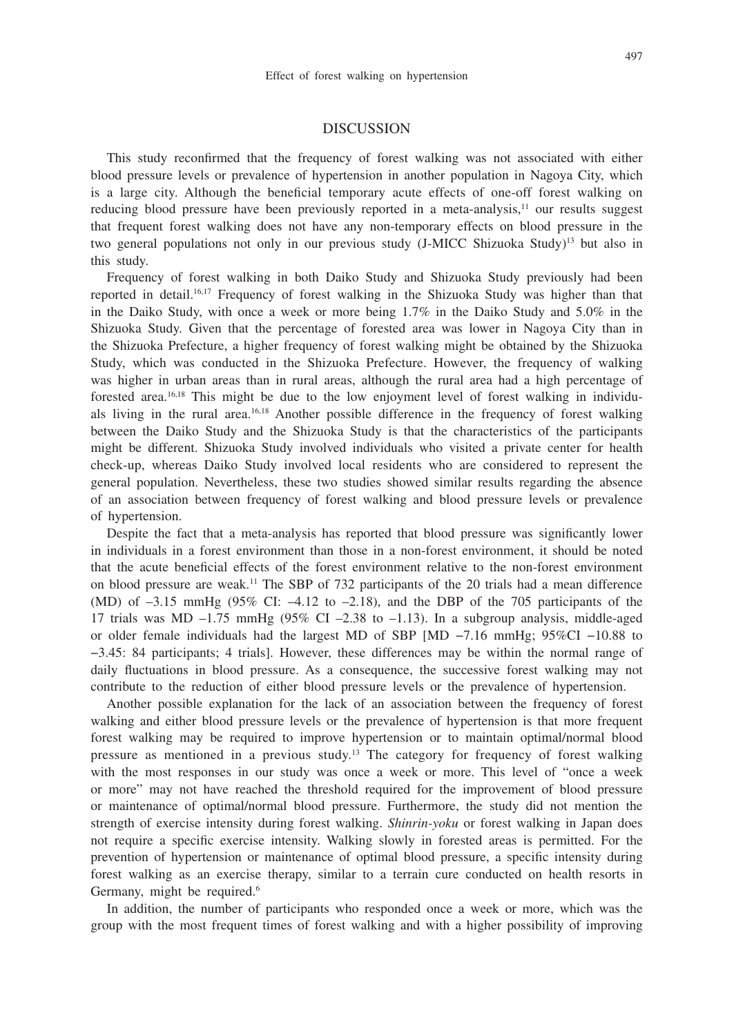## DISCUSSION

This study reconfirmed that the frequency of forest walking was not associated with either blood pressure levels or prevalence of hypertension in another population in Nagoya City, which is a large city. Although the beneficial temporary acute effects of one-off forest walking on reducing blood pressure have been previously reported in a meta-analysis,[11] our results suggest that frequent forest walking does not have any non-temporary effects on blood pressure in the two general populations not only in our previous study (J-MICC Shizuoka Study)[13] but also in this study.

Frequency of forest walking in both Daiko Study and Shizuoka Study previously had been reported in detail.[16,17] Frequency of forest walking in the Shizuoka Study was higher than that in the Daiko Study, with once a week or more being 1.7% in the Daiko Study and 5.0% in the Shizuoka Study. Given that the percentage of forested area was lower in Nagoya City than in the Shizuoka Prefecture, a higher frequency of forest walking might be obtained by the Shizuoka Study, which was conducted in the Shizuoka Prefecture. However, the frequency of walking was higher in urban areas than in rural areas, although the rural area had a high percentage of forested area.[16,18] This might be due to the low enjoyment level of forest walking in individuals living in the rural area.[16,18] Another possible difference in the frequency of forest walking between the Daiko Study and the Shizuoka Study is that the characteristics of the participants might be different. Shizuoka Study involved individuals who visited a private center for health check-up, whereas Daiko Study involved local residents who are considered to represent the general population. Nevertheless, these two studies showed similar results regarding the absence of an association between frequency of forest walking and blood pressure levels or prevalence of hypertension.

Despite the fact that a meta-analysis has reported that blood pressure was significantly lower in individuals in a forest environment than those in a non-forest environment, it should be noted that the acute beneficial effects of the forest environment relative to the non-forest environment on blood pressure are weak.[11] The SBP of 732 participants of the 20 trials had a mean difference (MD) of –3.15 mmHg (95% CI: –4.12 to –2.18), and the DBP of the 705 participants of the 17 trials was MD –1.75 mmHg (95% CI –2.38 to –1.13). In a subgroup analysis, middle-aged or older female individuals had the largest MD of SBP [MD −7.16 mmHg; 95%CI −10.88 to −3.45: 84 participants; 4 trials]. However, these differences may be within the normal range of daily fluctuations in blood pressure. As a consequence, the successive forest walking may not contribute to the reduction of either blood pressure levels or the prevalence of hypertension.

Another possible explanation for the lack of an association between the frequency of forest walking and either blood pressure levels or the prevalence of hypertension is that more frequent forest walking may be required to improve hypertension or to maintain optimal/normal blood pressure as mentioned in a previous study.[13] The category for frequency of forest walking with the most responses in our study was once a week or more. This level of "once a week or more" may not have reached the threshold required for the improvement of blood pressure or maintenance of optimal/normal blood pressure. Furthermore, the study did not mention the strength of exercise intensity during forest walking. *Shinrin-yoku* or forest walking in Japan does not require a specific exercise intensity. Walking slowly in forested areas is permitted. For the prevention of hypertension or maintenance of optimal blood pressure, a specific intensity during forest walking as an exercise therapy, similar to a terrain cure conducted on health resorts in Germany, might be required.[6]

In addition, the number of participants who responded once a week or more, which was the group with the most frequent times of forest walking and with a higher possibility of improving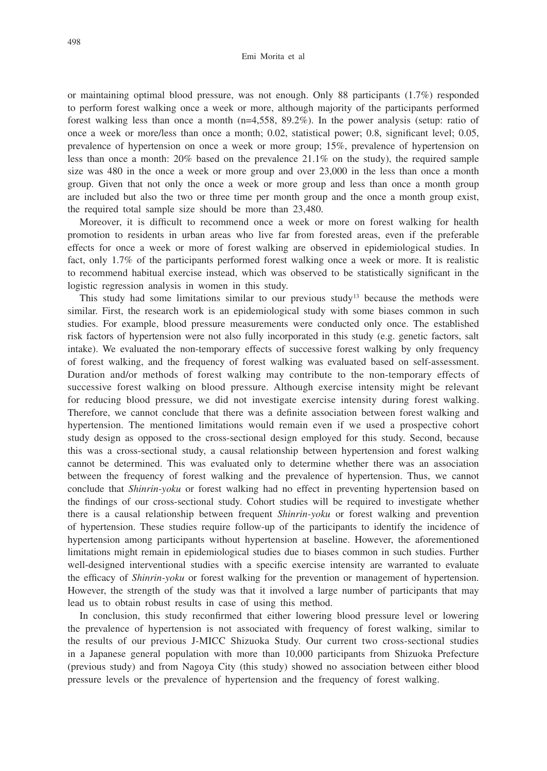or maintaining optimal blood pressure, was not enough. Only 88 participants (1.7%) responded to perform forest walking once a week or more, although majority of the participants performed forest walking less than once a month (n=4,558, 89.2%). In the power analysis (setup: ratio of once a week or more/less than once a month; 0.02, statistical power; 0.8, significant level; 0.05, prevalence of hypertension on once a week or more group; 15%, prevalence of hypertension on less than once a month: 20% based on the prevalence 21.1% on the study), the required sample size was 480 in the once a week or more group and over 23,000 in the less than once a month group. Given that not only the once a week or more group and less than once a month group are included but also the two or three time per month group and the once a month group exist, the required total sample size should be more than 23,480.

Moreover, it is difficult to recommend once a week or more on forest walking for health promotion to residents in urban areas who live far from forested areas, even if the preferable effects for once a week or more of forest walking are observed in epidemiological studies. In fact, only 1.7% of the participants performed forest walking once a week or more. It is realistic to recommend habitual exercise instead, which was observed to be statistically significant in the logistic regression analysis in women in this study.

This study had some limitations similar to our previous study[13] because the methods were similar. First, the research work is an epidemiological study with some biases common in such studies. For example, blood pressure measurements were conducted only once. The established risk factors of hypertension were not also fully incorporated in this study (e.g. genetic factors, salt intake). We evaluated the non-temporary effects of successive forest walking by only frequency of forest walking, and the frequency of forest walking was evaluated based on self-assessment. Duration and/or methods of forest walking may contribute to the non-temporary effects of successive forest walking on blood pressure. Although exercise intensity might be relevant for reducing blood pressure, we did not investigate exercise intensity during forest walking. Therefore, we cannot conclude that there was a definite association between forest walking and hypertension. The mentioned limitations would remain even if we used a prospective cohort study design as opposed to the cross-sectional design employed for this study. Second, because this was a cross-sectional study, a causal relationship between hypertension and forest walking cannot be determined. This was evaluated only to determine whether there was an association between the frequency of forest walking and the prevalence of hypertension. Thus, we cannot conclude that *Shinrin-yoku* or forest walking had no effect in preventing hypertension based on the findings of our cross-sectional study. Cohort studies will be required to investigate whether there is a causal relationship between frequent *Shinrin-yoku* or forest walking and prevention of hypertension. These studies require follow-up of the participants to identify the incidence of hypertension among participants without hypertension at baseline. However, the aforementioned limitations might remain in epidemiological studies due to biases common in such studies. Further well-designed interventional studies with a specific exercise intensity are warranted to evaluate the efficacy of *Shinrin-yoku* or forest walking for the prevention or management of hypertension. However, the strength of the study was that it involved a large number of participants that may lead us to obtain robust results in case of using this method.

In conclusion, this study reconfirmed that either lowering blood pressure level or lowering the prevalence of hypertension is not associated with frequency of forest walking, similar to the results of our previous J-MICC Shizuoka Study. Our current two cross-sectional studies in a Japanese general population with more than 10,000 participants from Shizuoka Prefecture (previous study) and from Nagoya City (this study) showed no association between either blood pressure levels or the prevalence of hypertension and the frequency of forest walking.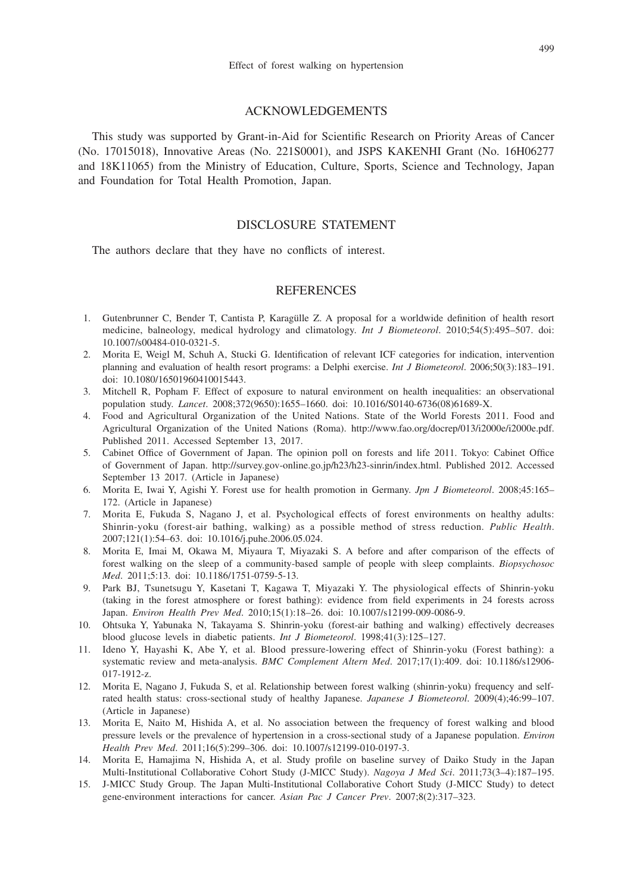## ACKNOWLEDGEMENTS

This study was supported by Grant-in-Aid for Scientific Research on Priority Areas of Cancer (No. 17015018), Innovative Areas (No. 221S0001), and JSPS KAKENHI Grant (No. 16H06277 and 18K11065) from the Ministry of Education, Culture, Sports, Science and Technology, Japan and Foundation for Total Health Promotion, Japan.

## DISCLOSURE STATEMENT

The authors declare that they have no conflicts of interest.

## REFERENCES

1. Gutenbrunner C, Bender T, Cantista P, Karagülle Z. A proposal for a worldwide definition of health resort medicine, balneology, medical hydrology and climatology. *Int J Biometeorol*. 2010;54(5):495–507. doi: 10.1007/s00484-010-0321-5.
2. Morita E, Weigl M, Schuh A, Stucki G. Identification of relevant ICF categories for indication, intervention planning and evaluation of health resort programs: a Delphi exercise. *Int J Biometeorol*. 2006;50(3):183–191. doi: 10.1080/16501960410015443.
3. Mitchell R, Popham F. Effect of exposure to natural environment on health inequalities: an observational population study. *Lancet*. 2008;372(9650):1655–1660. doi: 10.1016/S0140-6736(08)61689-X.
4. Food and Agricultural Organization of the United Nations. State of the World Forests 2011. Food and Agricultural Organization of the United Nations (Roma). http://www.fao.org/docrep/013/i2000e/i2000e.pdf. Published 2011. Accessed September 13, 2017.
5. Cabinet Office of Government of Japan. The opinion poll on forests and life 2011. Tokyo: Cabinet Office of Government of Japan. http://survey.gov-online.go.jp/h23/h23-sinrin/index.html. Published 2012. Accessed September 13 2017. (Article in Japanese)
6. Morita E, Iwai Y, Agishi Y. Forest use for health promotion in Germany. *Jpn J Biometeorol*. 2008;45:165–172. (Article in Japanese)
7. Morita E, Fukuda S, Nagano J, et al. Psychological effects of forest environments on healthy adults: Shinrin-yoku (forest-air bathing, walking) as a possible method of stress reduction. *Public Health*. 2007;121(1):54–63. doi: 10.1016/j.puhe.2006.05.024.
8. Morita E, Imai M, Okawa M, Miyaura T, Miyazaki S. A before and after comparison of the effects of forest walking on the sleep of a community-based sample of people with sleep complaints. *Biopsychosoc Med*. 2011;5:13. doi: 10.1186/1751-0759-5-13.
9. Park BJ, Tsunetsugu Y, Kasetani T, Kagawa T, Miyazaki Y. The physiological effects of Shinrin-yoku (taking in the forest atmosphere or forest bathing): evidence from field experiments in 24 forests across Japan. *Environ Health Prev Med*. 2010;15(1):18–26. doi: 10.1007/s12199-009-0086-9.
10. Ohtsuka Y, Yabunaka N, Takayama S. Shinrin-yoku (forest-air bathing and walking) effectively decreases blood glucose levels in diabetic patients. *Int J Biometeorol*. 1998;41(3):125–127.
11. Ideno Y, Hayashi K, Abe Y, et al. Blood pressure-lowering effect of Shinrin-yoku (Forest bathing): a systematic review and meta-analysis. *BMC Complement Altern Med*. 2017;17(1):409. doi: 10.1186/s12906-017-1912-z.
12. Morita E, Nagano J, Fukuda S, et al. Relationship between forest walking (shinrin-yoku) frequency and self-rated health status: cross-sectional study of healthy Japanese. *Japanese J Biometeorol*. 2009(4);46:99–107. (Article in Japanese)
13. Morita E, Naito M, Hishida A, et al. No association between the frequency of forest walking and blood pressure levels or the prevalence of hypertension in a cross-sectional study of a Japanese population. *Environ Health Prev Med*. 2011;16(5):299–306. doi: 10.1007/s12199-010-0197-3.
14. Morita E, Hamajima N, Hishida A, et al. Study profile on baseline survey of Daiko Study in the Japan Multi-Institutional Collaborative Cohort Study (J-MICC Study). *Nagoya J Med Sci*. 2011;73(3–4):187–195.
15. J-MICC Study Group. The Japan Multi-Institutional Collaborative Cohort Study (J-MICC Study) to detect gene-environment interactions for cancer. *Asian Pac J Cancer Prev*. 2007;8(2):317–323.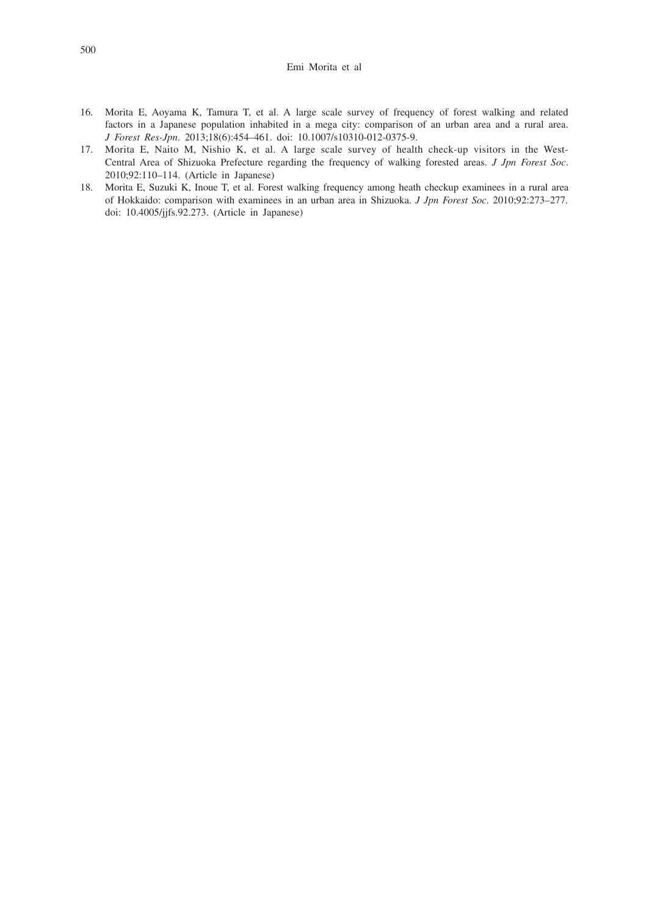16. Morita E, Aoyama K, Tamura T, et al. A large scale survey of frequency of forest walking and related factors in a Japanese population inhabited in a mega city: comparison of an urban area and a rural area. *J Forest Res-Jpn*. 2013;18(6):454–461. doi: 10.1007/s10310-012-0375-9.
17. Morita E, Naito M, Nishio K, et al. A large scale survey of health check-up visitors in the West-Central Area of Shizuoka Prefecture regarding the frequency of walking forested areas. *J Jpn Forest Soc*. 2010;92:110–114. (Article in Japanese)
18. Morita E, Suzuki K, Inoue T, et al. Forest walking frequency among heath checkup examinees in a rural area of Hokkaido: comparison with examinees in an urban area in Shizuoka. *J Jpn Forest Soc*. 2010;92:273–277. doi: 10.4005/jjfs.92.273. (Article in Japanese)